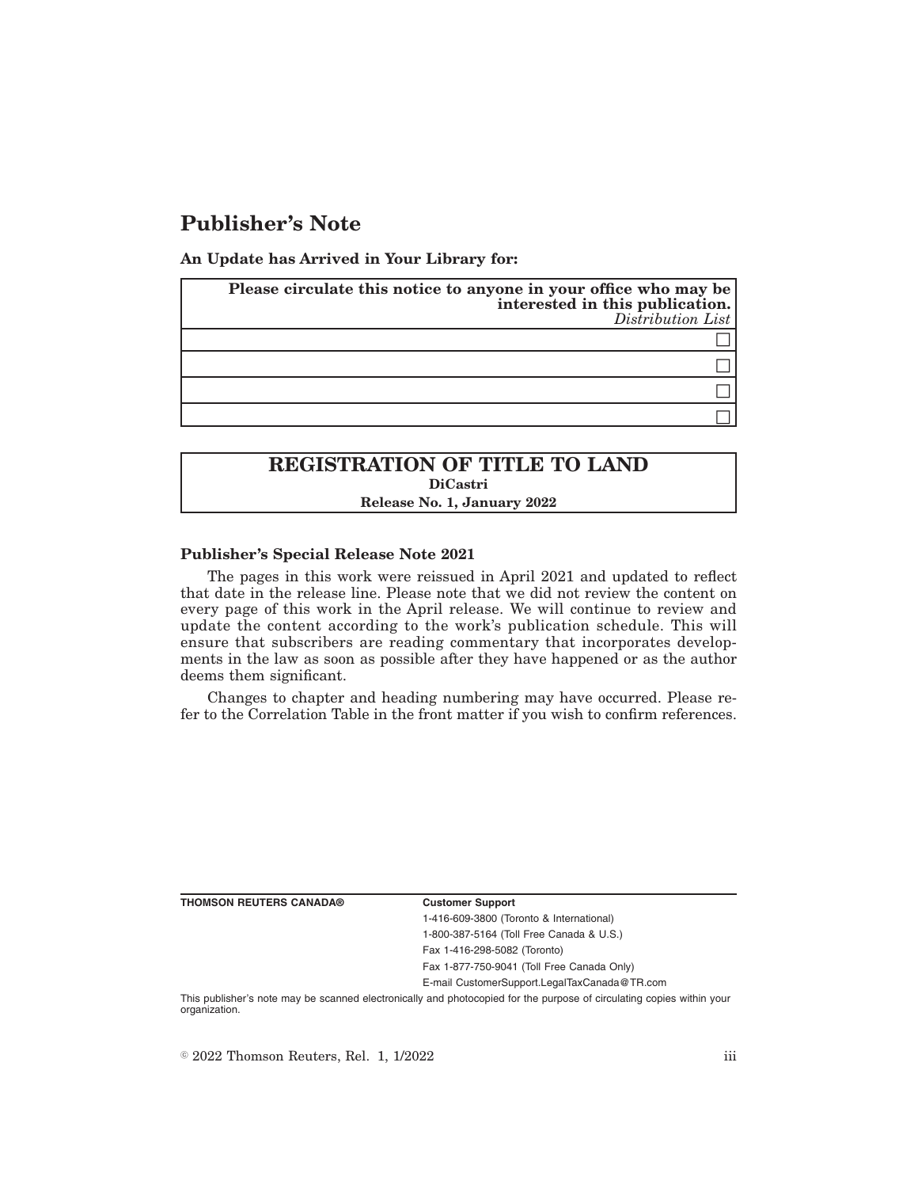# Publisher's Note

**An Update has Arrived in Your Library for:**

| **Please circulate this notice to anyone in your office who may be interested in this publication.** *Distribution List* |
|---|
| ☐ |
| ☐ |
| ☐ |
| ☐ |

| **REGISTRATION OF TITLE TO LAND** **DiCastri** **Release No. 1, January 2022** |
|---|

**Publisher's Special Release Note 2021**

The pages in this work were reissued in April 2021 and updated to reflect that date in the release line. Please note that we did not review the content on every page of this work in the April release. We will continue to review and update the content according to the work's publication schedule. This will ensure that subscribers are reading commentary that incorporates developments in the law as soon as possible after they have happened or as the author deems them significant.

Changes to chapter and heading numbering may have occurred. Please refer to the Correlation Table in the front matter if you wish to confirm references.

**THOMSON REUTERS CANADA®**

**Customer Support**

1-416-609-3800 (Toronto & International)

1-800-387-5164 (Toll Free Canada & U.S.)

Fax 1-416-298-5082 (Toronto)

Fax 1-877-750-9041 (Toll Free Canada Only)

E-mail CustomerSupport.LegalTaxCanada@TR.com

This publisher's note may be scanned electronically and photocopied for the purpose of circulating copies within your organization.

© 2022 Thomson Reuters, Rel. 1, 1/2022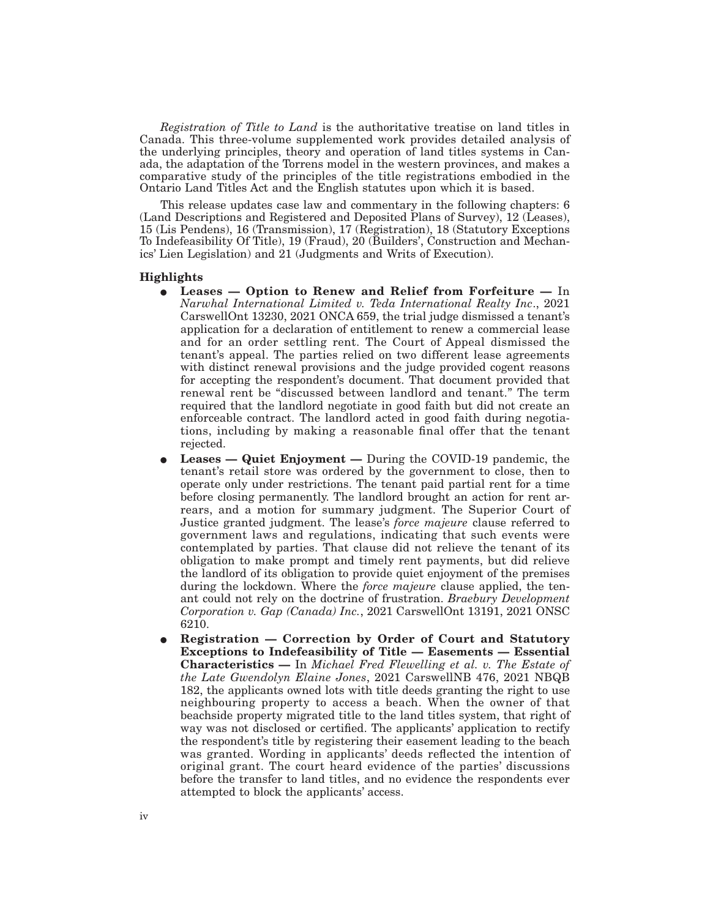*Registration of Title to Land* is the authoritative treatise on land titles in Canada. This three-volume supplemented work provides detailed analysis of the underlying principles, theory and operation of land titles systems in Canada, the adaptation of the Torrens model in the western provinces, and makes a comparative study of the principles of the title registrations embodied in the Ontario Land Titles Act and the English statutes upon which it is based.

This release updates case law and commentary in the following chapters: 6 (Land Descriptions and Registered and Deposited Plans of Survey), 12 (Leases), 15 (Lis Pendens), 16 (Transmission), 17 (Registration), 18 (Statutory Exceptions To Indefeasibility Of Title), 19 (Fraud), 20 (Builders', Construction and Mechanics' Lien Legislation) and 21 (Judgments and Writs of Execution).

**Highlights**

- **Leases — Option to Renew and Relief from Forfeiture —** In *Narwhal International Limited v. Teda International Realty Inc*., 2021 CarswellOnt 13230, 2021 ONCA 659, the trial judge dismissed a tenant's application for a declaration of entitlement to renew a commercial lease and for an order settling rent. The Court of Appeal dismissed the tenant's appeal. The parties relied on two different lease agreements with distinct renewal provisions and the judge provided cogent reasons for accepting the respondent's document. That document provided that renewal rent be "discussed between landlord and tenant." The term required that the landlord negotiate in good faith but did not create an enforceable contract. The landlord acted in good faith during negotiations, including by making a reasonable final offer that the tenant rejected.
- **Leases — Quiet Enjoyment —** During the COVID-19 pandemic, the tenant's retail store was ordered by the government to close, then to operate only under restrictions. The tenant paid partial rent for a time before closing permanently. The landlord brought an action for rent arrears, and a motion for summary judgment. The Superior Court of Justice granted judgment. The lease's *force majeure* clause referred to government laws and regulations, indicating that such events were contemplated by parties. That clause did not relieve the tenant of its obligation to make prompt and timely rent payments, but did relieve the landlord of its obligation to provide quiet enjoyment of the premises during the lockdown. Where the *force majeure* clause applied, the tenant could not rely on the doctrine of frustration. *Braebury Development Corporation v. Gap (Canada) Inc.*, 2021 CarswellOnt 13191, 2021 ONSC 6210.
- **Registration — Correction by Order of Court and Statutory Exceptions to Indefeasibility of Title — Easements — Essential Characteristics —** In *Michael Fred Flewelling et al. v. The Estate of the Late Gwendolyn Elaine Jones*, 2021 CarswellNB 476, 2021 NBQB 182, the applicants owned lots with title deeds granting the right to use neighbouring property to access a beach. When the owner of that beachside property migrated title to the land titles system, that right of way was not disclosed or certified. The applicants' application to rectify the respondent's title by registering their easement leading to the beach was granted. Wording in applicants' deeds reflected the intention of original grant. The court heard evidence of the parties' discussions before the transfer to land titles, and no evidence the respondents ever attempted to block the applicants' access.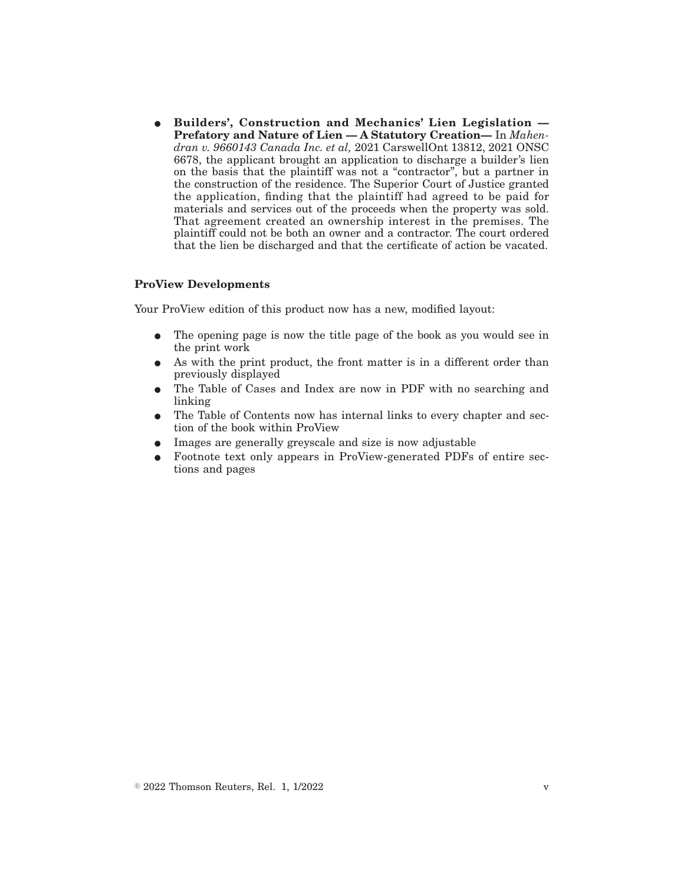- **Builders', Construction and Mechanics' Lien Legislation — Prefatory and Nature of Lien — A Statutory Creation—** In *Mahendran v. 9660143 Canada Inc. et al,* 2021 CarswellOnt 13812, 2021 ONSC 6678, the applicant brought an application to discharge a builder's lien on the basis that the plaintiff was not a "contractor", but a partner in the construction of the residence. The Superior Court of Justice granted the application, finding that the plaintiff had agreed to be paid for materials and services out of the proceeds when the property was sold. That agreement created an ownership interest in the premises. The plaintiff could not be both an owner and a contractor. The court ordered that the lien be discharged and that the certificate of action be vacated.

**ProView Developments**

Your ProView edition of this product now has a new, modified layout:

- The opening page is now the title page of the book as you would see in the print work
- As with the print product, the front matter is in a different order than previously displayed
- The Table of Cases and Index are now in PDF with no searching and linking
- The Table of Contents now has internal links to every chapter and section of the book within ProView
- Images are generally greyscale and size is now adjustable
- Footnote text only appears in ProView-generated PDFs of entire sections and pages